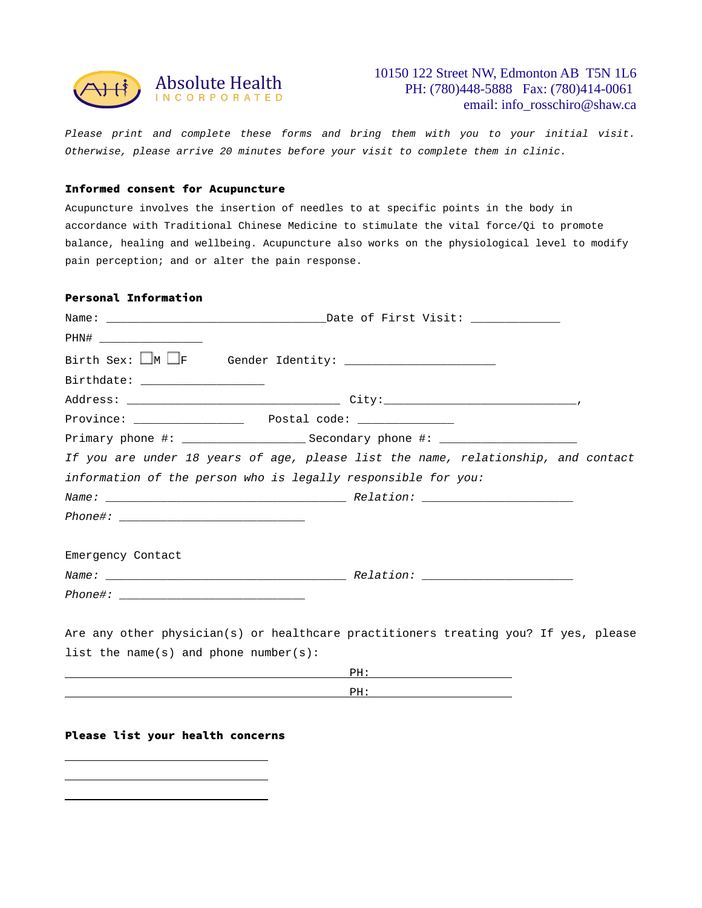Absolute Health
INCORPORATED

10150 122 Street NW, Edmonton AB T5N 1L6
PH: (780)448-5888 Fax: (780)414-0061
email: info_rosschiro@shaw.ca

*Please print and complete these forms and bring them with you to your initial visit. Otherwise, please arrive 20 minutes before your visit to complete them in clinic.*

**Informed consent for Acupuncture**

Acupuncture involves the insertion of needles to at specific points in the body in accordance with Traditional Chinese Medicine to stimulate the vital force/Qi to promote balance, healing and wellbeing. Acupuncture also works on the physiological level to modify pain perception; and or alter the pain response.

**Personal Information**

Name: ______________________________ Date of First Visit: ____________

PHN# ______________

Birth Sex: ☐M ☐F Gender Identity: ____________________

Birthdate: _________________

Address: _____________________________ City: __________________________,

Province: _______________ Postal code: _____________

Primary phone #: _________________ Secondary phone #: ___________________

*If you are under 18 years of age, please list the name, relationship, and contact information of the person who is legally responsible for you:*

*Name:* _________________________________ *Relation:* ____________________

*Phone#:* _________________________

Emergency Contact

*Name:* _________________________________ *Relation:* ____________________

*Phone#:* _________________________

Are any other physician(s) or healthcare practitioners treating you? If yes, please list the name(s) and phone number(s):

_______________________________________ PH: ___________________

_______________________________________ PH: ___________________

**Please list your health concerns**

____________________________

____________________________

____________________________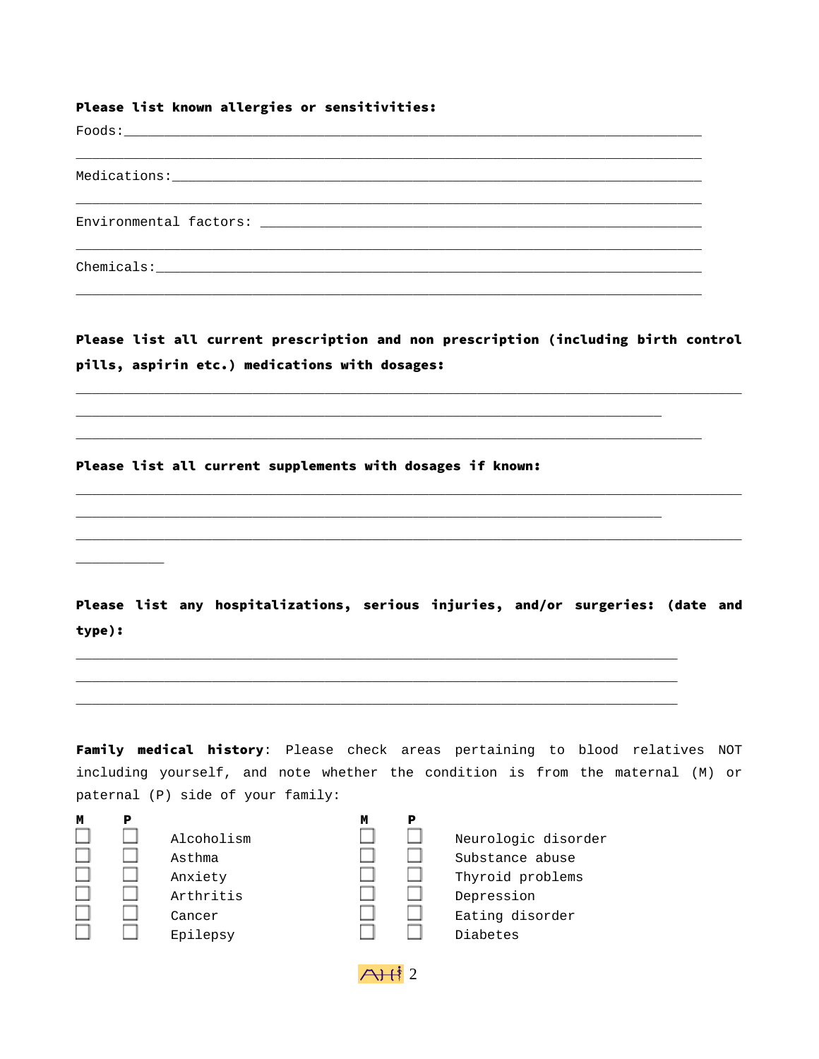**Please list known allergies or sensitivities:**

Foods:________________________________________________________________________

______________________________________________________________________________

Medications:__________________________________________________________________

______________________________________________________________________________

Environmental factors: _______________________________________________________

______________________________________________________________________________

Chemicals:____________________________________________________________________

______________________________________________________________________________

**Please list all current prescription and non prescription (including birth control pills, aspirin etc.) medications with dosages:**

__________________________________________________________________________________

_________________________________________________________________________

______________________________________________________________________________

**Please list all current supplements with dosages if known:**

__________________________________________________________________________________

_________________________________________________________________________

__________________________________________________________________________________

___________

**Please list any hospitalizations, serious injuries, and/or surgeries: (date and type):**

____________________________________________________________________________

____________________________________________________________________________

____________________________________________________________________________

**Family medical history**: Please check areas pertaining to blood relatives NOT including yourself, and note whether the condition is from the maternal (M) or paternal (P) side of your family:

| M | P | | M | P | |
|---|---|---|---|---|---|
| ☐ | ☐ | Alcoholism | ☐ | ☐ | Neurologic disorder |
| ☐ | ☐ | Asthma | ☐ | ☐ | Substance abuse |
| ☐ | ☐ | Anxiety | ☐ | ☐ | Thyroid problems |
| ☐ | ☐ | Arthritis | ☐ | ☐ | Depression |
| ☐ | ☐ | Cancer | ☐ | ☐ | Eating disorder |
| ☐ | ☐ | Epilepsy | ☐ | ☐ | Diabetes |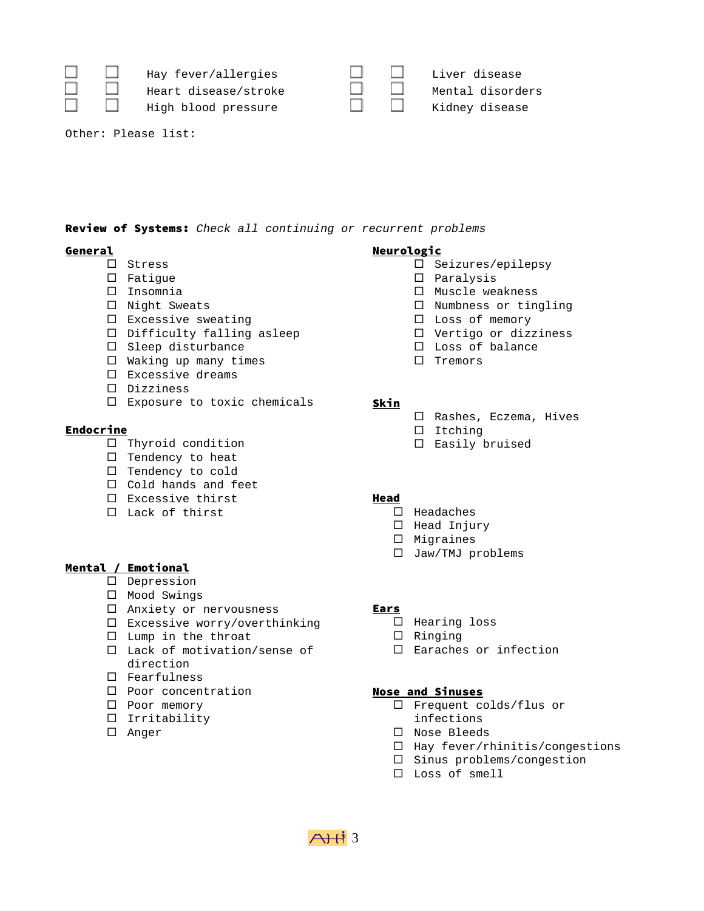| | | | | | |
|---|---|---|---|---|---|
| ☐ | ☐ | Hay fever/allergies | ☐ | ☐ | Liver disease |
| ☐ | ☐ | Heart disease/stroke | ☐ | ☐ | Mental disorders |
| ☐ | ☐ | High blood pressure | ☐ | ☐ | Kidney disease |

Other: Please list:

**Review of Systems:** *Check all continuing or recurrent problems*

**General**

- ☐ Stress
- ☐ Fatigue
- ☐ Insomnia
- ☐ Night Sweats
- ☐ Excessive sweating
- ☐ Difficulty falling asleep
- ☐ Sleep disturbance
- ☐ Waking up many times
- ☐ Excessive dreams
- ☐ Dizziness
- ☐ Exposure to toxic chemicals

**Endocrine**

- ☐ Thyroid condition
- ☐ Tendency to heat
- ☐ Tendency to cold
- ☐ Cold hands and feet
- ☐ Excessive thirst
- ☐ Lack of thirst

**Mental / Emotional**

- ☐ Depression
- ☐ Mood Swings
- ☐ Anxiety or nervousness
- ☐ Excessive worry/overthinking
- ☐ Lump in the throat
- ☐ Lack of motivation/sense of direction
- ☐ Fearfulness
- ☐ Poor concentration
- ☐ Poor memory
- ☐ Irritability
- ☐ Anger

**Neurologic**

- ☐ Seizures/epilepsy
- ☐ Paralysis
- ☐ Muscle weakness
- ☐ Numbness or tingling
- ☐ Loss of memory
- ☐ Vertigo or dizziness
- ☐ Loss of balance
- ☐ Tremors

**Skin**

- ☐ Rashes, Eczema, Hives
- ☐ Itching
- ☐ Easily bruised

**Head**

- ☐ Headaches
- ☐ Head Injury
- ☐ Migraines
- ☐ Jaw/TMJ problems

**Ears**

- ☐ Hearing loss
- ☐ Ringing
- ☐ Earaches or infection

**Nose and Sinuses**

- ☐ Frequent colds/flus or infections
- ☐ Nose Bleeds
- ☐ Hay fever/rhinitis/congestions
- ☐ Sinus problems/congestion
- ☐ Loss of smell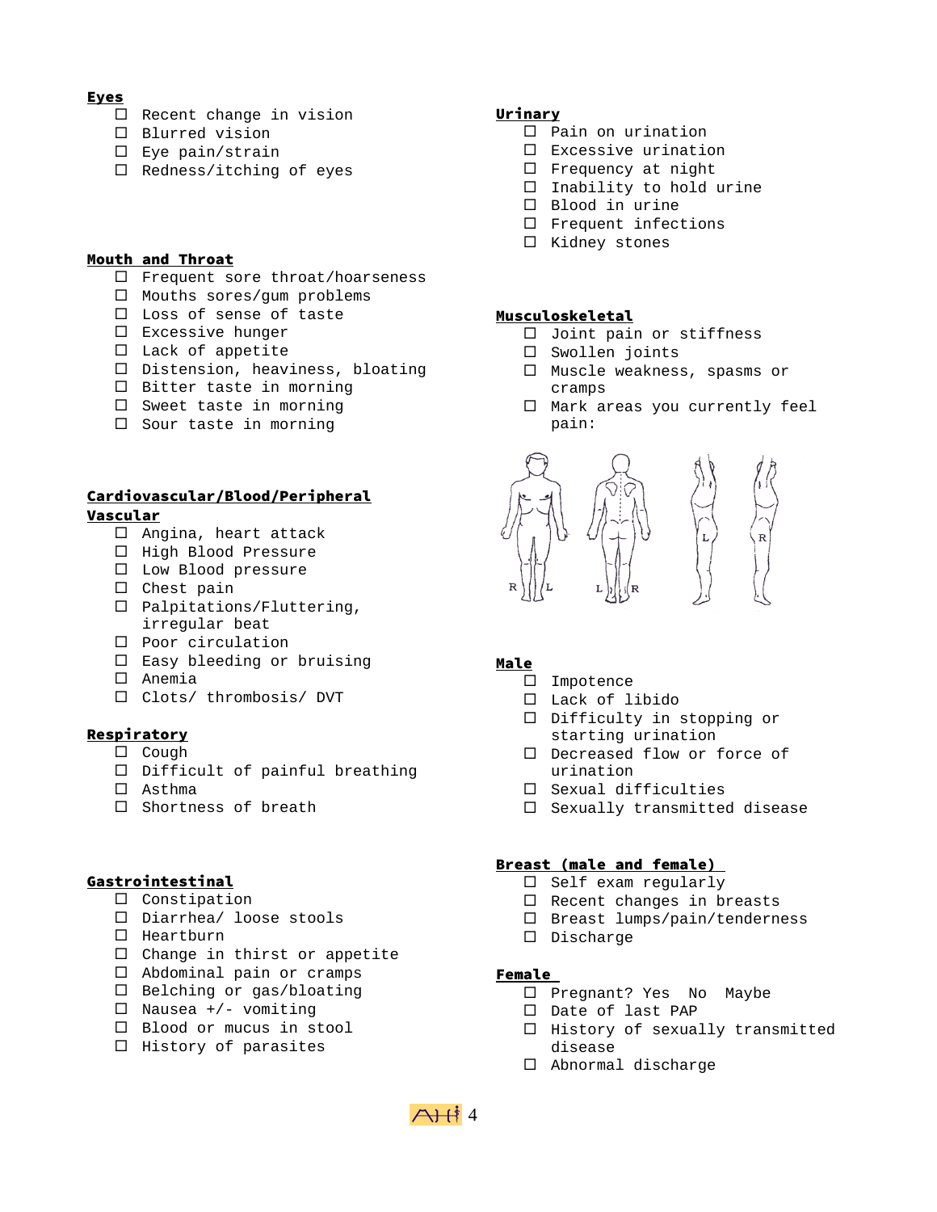**Eyes**

- ☐ Recent change in vision
- ☐ Blurred vision
- ☐ Eye pain/strain
- ☐ Redness/itching of eyes

**Mouth and Throat**

- ☐ Frequent sore throat/hoarseness
- ☐ Mouths sores/gum problems
- ☐ Loss of sense of taste
- ☐ Excessive hunger
- ☐ Lack of appetite
- ☐ Distension, heaviness, bloating
- ☐ Bitter taste in morning
- ☐ Sweet taste in morning
- ☐ Sour taste in morning

**Cardiovascular/Blood/Peripheral Vascular**

- ☐ Angina, heart attack
- ☐ High Blood Pressure
- ☐ Low Blood pressure
- ☐ Chest pain
- ☐ Palpitations/Fluttering, irregular beat
- ☐ Poor circulation
- ☐ Easy bleeding or bruising
- ☐ Anemia
- ☐ Clots/ thrombosis/ DVT

**Respiratory**

- ☐ Cough
- ☐ Difficult of painful breathing
- ☐ Asthma
- ☐ Shortness of breath

**Gastrointestinal**

- ☐ Constipation
- ☐ Diarrhea/ loose stools
- ☐ Heartburn
- ☐ Change in thirst or appetite
- ☐ Abdominal pain or cramps
- ☐ Belching or gas/bloating
- ☐ Nausea +/- vomiting
- ☐ Blood or mucus in stool
- ☐ History of parasites

**Urinary**

- ☐ Pain on urination
- ☐ Excessive urination
- ☐ Frequency at night
- ☐ Inability to hold urine
- ☐ Blood in urine
- ☐ Frequent infections
- ☐ Kidney stones

**Musculoskeletal**

- ☐ Joint pain or stiffness
- ☐ Swollen joints
- ☐ Muscle weakness, spasms or cramps
- ☐ Mark areas you currently feel pain:

**Male**

- ☐ Impotence
- ☐ Lack of libido
- ☐ Difficulty in stopping or starting urination
- ☐ Decreased flow or force of urination
- ☐ Sexual difficulties
- ☐ Sexually transmitted disease

**Breast (male and female)**

- ☐ Self exam regularly
- ☐ Recent changes in breasts
- ☐ Breast lumps/pain/tenderness
- ☐ Discharge

**Female**

- ☐ Pregnant? Yes No Maybe
- ☐ Date of last PAP
- ☐ History of sexually transmitted disease
- ☐ Abnormal discharge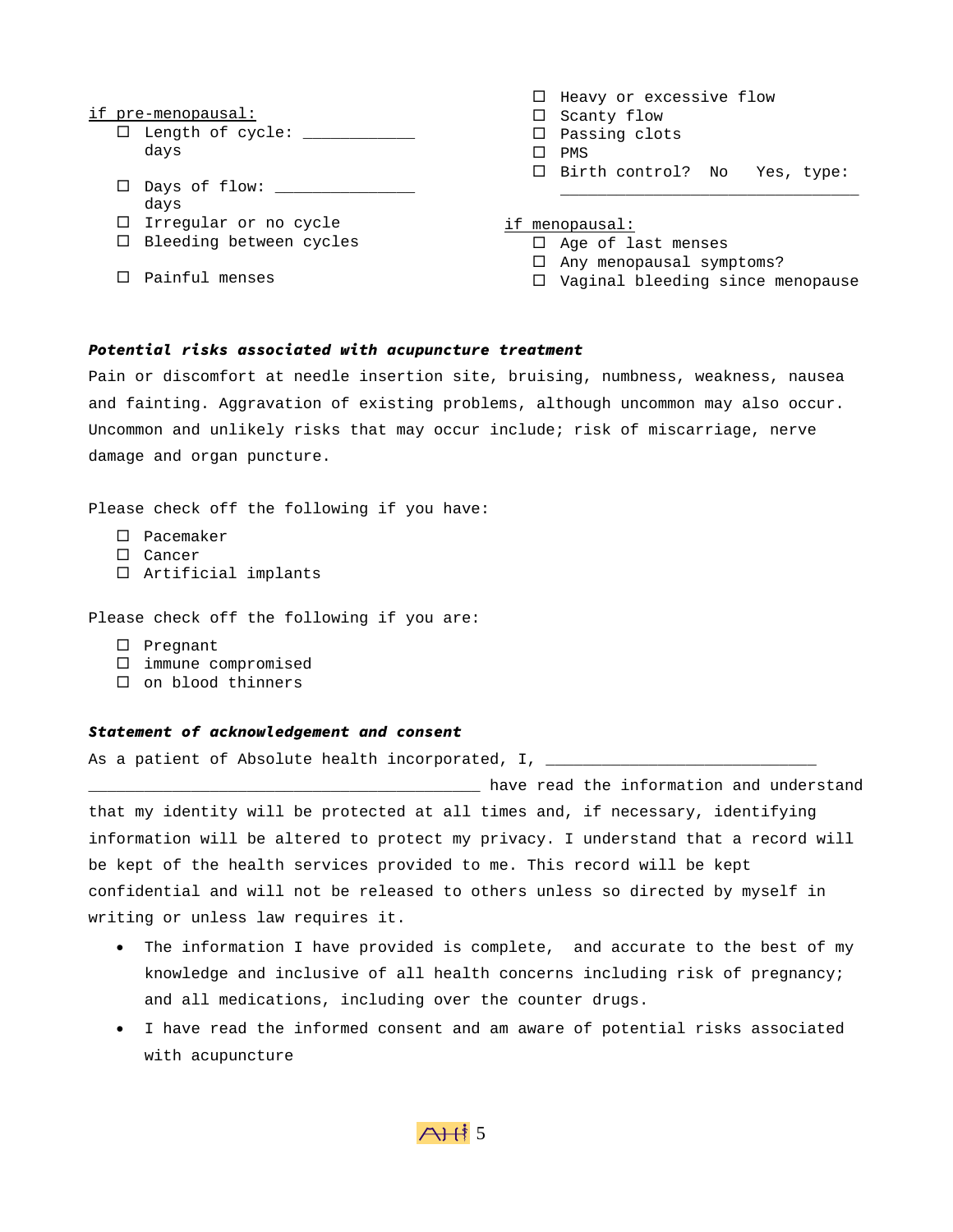<u>if pre-menopausal:</u>

- ☐ Length of cycle: ____________ days
- ☐ Days of flow: _______________ days
- ☐ Irregular or no cycle
- ☐ Bleeding between cycles
- ☐ Painful menses
- ☐ Heavy or excessive flow
- ☐ Scanty flow
- ☐ Passing clots
- ☐ PMS
- ☐ Birth control? No Yes, type: _________________________________

<u>if menopausal:</u>

- ☐ Age of last menses
- ☐ Any menopausal symptoms?
- ☐ Vaginal bleeding since menopause

***Potential risks associated with acupuncture treatment***

Pain or discomfort at needle insertion site, bruising, numbness, weakness, nausea and fainting. Aggravation of existing problems, although uncommon may also occur. Uncommon and unlikely risks that may occur include; risk of miscarriage, nerve damage and organ puncture.

Please check off the following if you have:

- ☐ Pacemaker
- ☐ Cancer
- ☐ Artificial implants

Please check off the following if you are:

- ☐ Pregnant
- ☐ immune compromised
- ☐ on blood thinners

***Statement of acknowledgement and consent***

As a patient of Absolute health incorporated, I, ______________________________ ___________________________________________ have read the information and understand that my identity will be protected at all times and, if necessary, identifying information will be altered to protect my privacy. I understand that a record will be kept of the health services provided to me. This record will be kept confidential and will not be released to others unless so directed by myself in writing or unless law requires it.

- The information I have provided is complete, and accurate to the best of my knowledge and inclusive of all health concerns including risk of pregnancy; and all medications, including over the counter drugs.
- I have read the informed consent and am aware of potential risks associated with acupuncture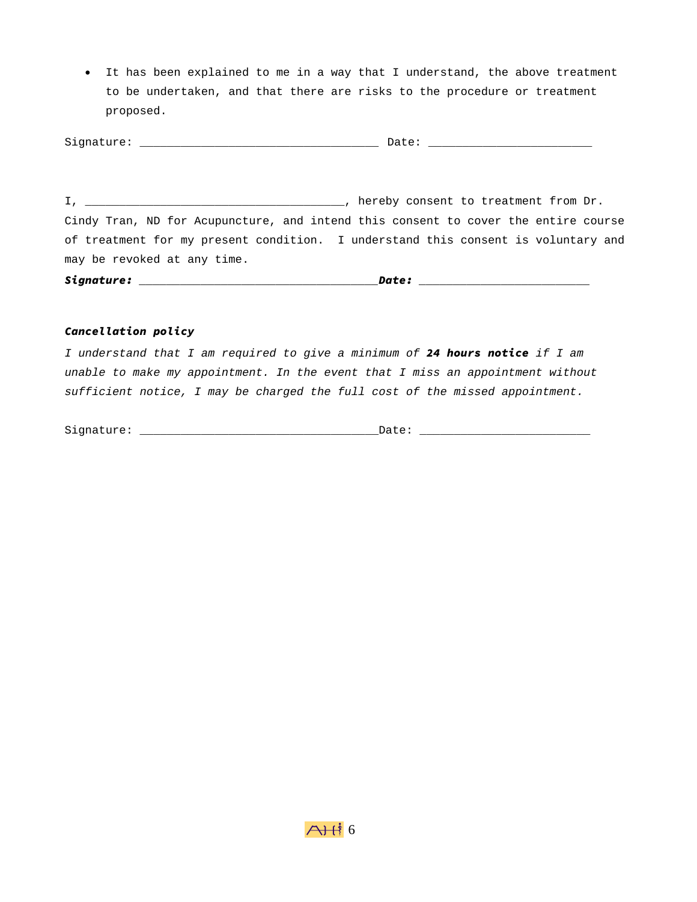- It has been explained to me in a way that I understand, the above treatment to be undertaken, and that there are risks to the procedure or treatment proposed.

Signature: ____________________________________ Date: ________________________

I, _______________________________________, hereby consent to treatment from Dr. Cindy Tran, ND for Acupuncture, and intend this consent to cover the entire course of treatment for my present condition. I understand this consent is voluntary and may be revoked at any time.

***Signature:*** ____________________________________***Date:*** _________________________

***Cancellation policy***

*I understand that I am required to give a minimum of **24 hours notice** if I am unable to make my appointment. In the event that I miss an appointment without sufficient notice, I may be charged the full cost of the missed appointment.*

Signature: ____________________________________Date: _________________________